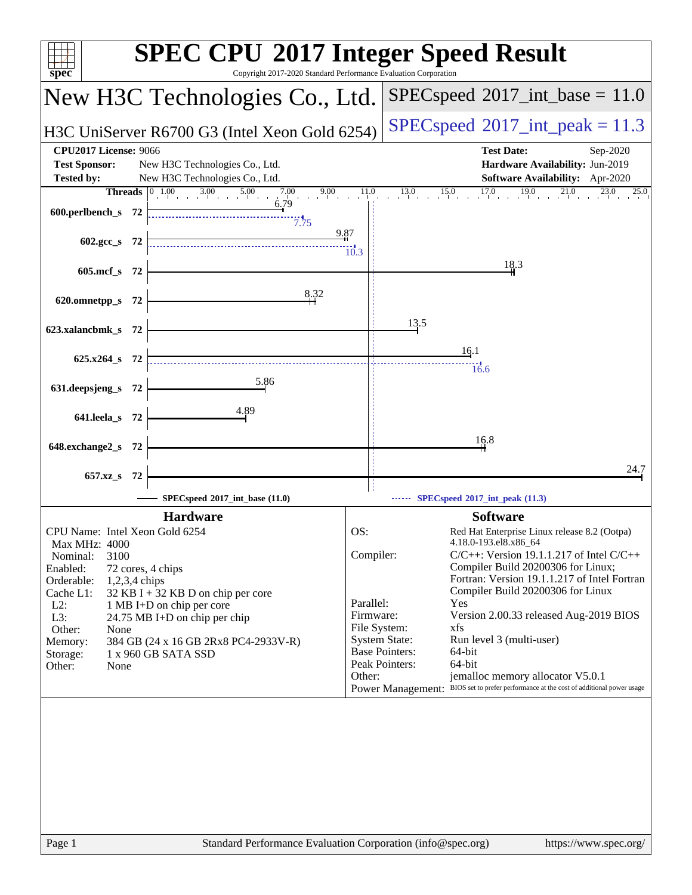# SPEC CPU 2017 Integer Speed Result

Copyright 2017-2020 Standard Performance Evaluation Corporation

## New H3C Technologies Co., Ltd.

**H3C UniServer R6700 G3 (Intel Xeon Gold 6254)**

SPECspeed 2017_int_base = 11.0

SPECspeed 2017_int_peak = 11.3

| | | | |
|---|---|---|---|
| **CPU2017 License:** | 9066 | **Test Date:** | Sep-2020 |
| **Test Sponsor:** | New H3C Technologies Co., Ltd. | **Hardware Availability:** | Jun-2019 |
| **Tested by:** | New H3C Technologies Co., Ltd. | **Software Availability:** | Apr-2020 |

| Benchmark | Threads | Base | Peak |
|---|---|---|---|
| 600.perlbench_s | 72 | 6.79 | 7.75 |
| 602.gcc_s | 72 | 9.87 | 10.3 |
| 605.mcf_s | 72 | 18.3 | |
| 620.omnetpp_s | 72 | 8.32 | |
| 623.xalancbmk_s | 72 | 13.5 | |
| 625.x264_s | 72 | 16.1 | 16.6 |
| 631.deepsjeng_s | 72 | 5.86 | |
| 641.leela_s | 72 | 4.89 | |
| 648.exchange2_s | 72 | 16.8 | |
| 657.xz_s | 72 | 24.7 | |

SPECspeed 2017_int_base (11.0) — SPECspeed 2017_int_peak (11.3)

### Hardware

| | |
|---|---|
| CPU Name: | Intel Xeon Gold 6254 |
| Max MHz: | 4000 |
| Nominal: | 3100 |
| Enabled: | 72 cores, 4 chips |
| Orderable: | 1,2,3,4 chips |
| Cache L1: | 32 KB I + 32 KB D on chip per core |
| L2: | 1 MB I+D on chip per core |
| L3: | 24.75 MB I+D on chip per chip |
| Other: | None |
| Memory: | 384 GB (24 x 16 GB 2Rx8 PC4-2933V-R) |
| Storage: | 1 x 960 GB SATA SSD |
| Other: | None |

### Software

| | |
|---|---|
| OS: | Red Hat Enterprise Linux release 8.2 (Ootpa) 4.18.0-193.el8.x86_64 |
| Compiler: | C/C++: Version 19.1.1.217 of Intel C/C++ Compiler Build 20200306 for Linux; Fortran: Version 19.1.1.217 of Intel Fortran Compiler Build 20200306 for Linux |
| Parallel: | Yes |
| Firmware: | Version 2.00.33 released Aug-2019 BIOS |
| File System: | xfs |
| System State: | Run level 3 (multi-user) |
| Base Pointers: | 64-bit |
| Peak Pointers: | 64-bit |
| Other: | jemalloc memory allocator V5.0.1 |
| Power Management: | BIOS set to prefer performance at the cost of additional power usage |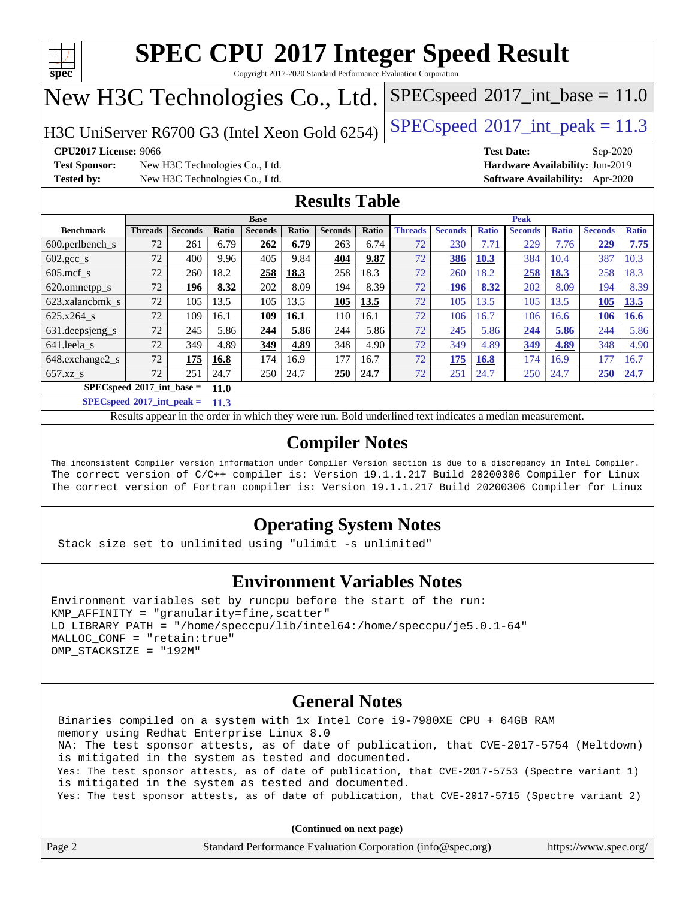# SPEC CPU 2017 Integer Speed Result

Copyright 2017-2020 Standard Performance Evaluation Corporation

## New H3C Technologies Co., Ltd.

**H3C UniServer R6700 G3 (Intel Xeon Gold 6254)**

SPECspeed 2017_int_base = 11.0

SPECspeed 2017_int_peak = 11.3

**CPU2017 License:** 9066
**Test Sponsor:** New H3C Technologies Co., Ltd.
**Tested by:** New H3C Technologies Co., Ltd.
**Test Date:** Sep-2020
**Hardware Availability:** Jun-2019
**Software Availability:** Apr-2020

## Results Table

| Benchmark | Base | | | | | | | Peak | | | | | | |
|---|---|---|---|---|---|---|---|---|---|---|---|---|---|---|
| | Threads | Seconds | Ratio | Seconds | Ratio | Seconds | Ratio | Threads | Seconds | Ratio | Seconds | Ratio | Seconds | Ratio |
| 600.perlbench_s | 72 | 261 | 6.79 | **262** | **6.79** | 263 | 6.74 | 72 | 230 | 7.71 | 229 | 7.76 | **229** | **7.75** |
| 602.gcc_s | 72 | 400 | 9.96 | 405 | 9.84 | **404** | **9.87** | 72 | **386** | **10.3** | 384 | 10.4 | 387 | 10.3 |
| 605.mcf_s | 72 | 260 | 18.2 | **258** | **18.3** | 258 | 18.3 | 72 | 260 | 18.2 | **258** | **18.3** | 258 | 18.3 |
| 620.omnetpp_s | 72 | **196** | **8.32** | 202 | 8.09 | 194 | 8.39 | 72 | **196** | **8.32** | 202 | 8.09 | 194 | 8.39 |
| 623.xalancbmk_s | 72 | 105 | 13.5 | 105 | 13.5 | **105** | **13.5** | 72 | 105 | 13.5 | 105 | 13.5 | **105** | **13.5** |
| 625.x264_s | 72 | 109 | 16.1 | **109** | **16.1** | 110 | 16.1 | 72 | 106 | 16.7 | 106 | 16.6 | **106** | **16.6** |
| 631.deepsjeng_s | 72 | 245 | 5.86 | **244** | **5.86** | 244 | 5.86 | 72 | 245 | 5.86 | **244** | **5.86** | 244 | 5.86 |
| 641.leela_s | 72 | 349 | 4.89 | **349** | **4.89** | 348 | 4.90 | 72 | 349 | 4.89 | **349** | **4.89** | 348 | 4.90 |
| 648.exchange2_s | 72 | **175** | **16.8** | 174 | 16.9 | 177 | 16.7 | 72 | **175** | **16.8** | 174 | 16.9 | 177 | 16.7 |
| 657.xz_s | 72 | 251 | 24.7 | 250 | 24.7 | **250** | **24.7** | 72 | 251 | 24.7 | 250 | 24.7 | **250** | **24.7** |

**SPECspeed 2017_int_base = 11.0**

**SPECspeed 2017_int_peak = 11.3**

Results appear in the order in which they were run. Bold underlined text indicates a median measurement.

## Compiler Notes

```
The inconsistent Compiler version information under Compiler Version section is due to a discrepancy in Intel Compiler.
The correct version of C/C++ compiler is: Version 19.1.1.217 Build 20200306 Compiler for Linux
The correct version of Fortran compiler is: Version 19.1.1.217 Build 20200306 Compiler for Linux
```

## Operating System Notes

```
Stack size set to unlimited using "ulimit -s unlimited"
```

## Environment Variables Notes

```
Environment variables set by runcpu before the start of the run:
KMP_AFFINITY = "granularity=fine,scatter"
LD_LIBRARY_PATH = "/home/speccpu/lib/intel64:/home/speccpu/je5.0.1-64"
MALLOC_CONF = "retain:true"
OMP_STACKSIZE = "192M"
```

## General Notes

```
Binaries compiled on a system with 1x Intel Core i9-7980XE CPU + 64GB RAM
memory using Redhat Enterprise Linux 8.0
NA: The test sponsor attests, as of date of publication, that CVE-2017-5754 (Meltdown)
is mitigated in the system as tested and documented.
Yes: The test sponsor attests, as of date of publication, that CVE-2017-5753 (Spectre variant 1)
is mitigated in the system as tested and documented.
Yes: The test sponsor attests, as of date of publication, that CVE-2017-5715 (Spectre variant 2)
```

**(Continued on next page)**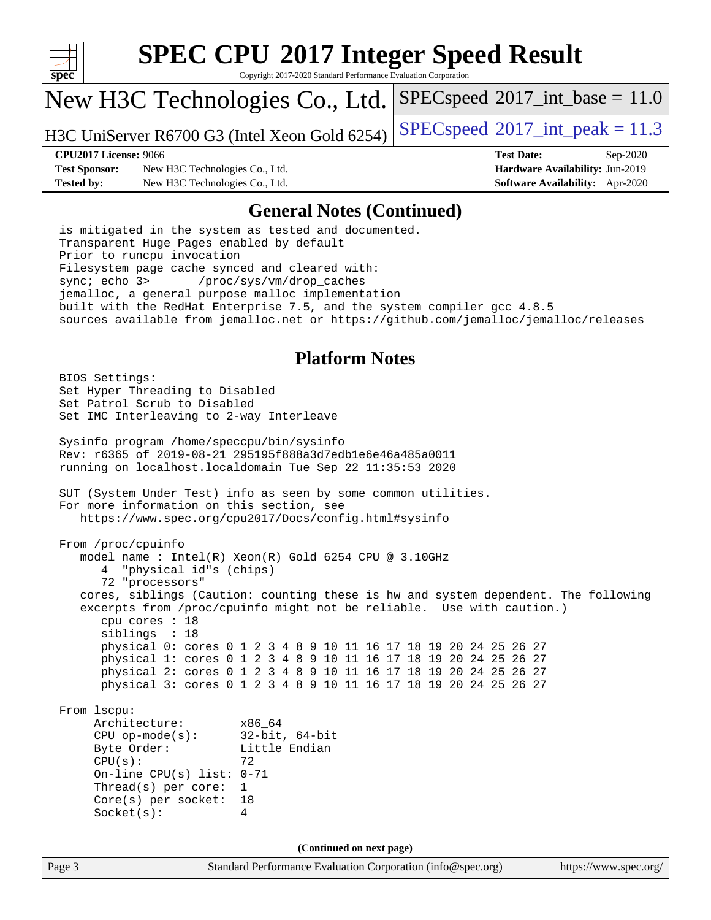# SPEC CPU 2017 Integer Speed Result

Copyright 2017-2020 Standard Performance Evaluation Corporation

## New H3C Technologies Co., Ltd.

H3C UniServer R6700 G3 (Intel Xeon Gold 6254)

SPECspeed 2017_int_base = 11.0

SPECspeed 2017_int_peak = 11.3

**CPU2017 License:** 9066
**Test Sponsor:** New H3C Technologies Co., Ltd.
**Tested by:** New H3C Technologies Co., Ltd.
**Test Date:** Sep-2020
**Hardware Availability:** Jun-2019
**Software Availability:** Apr-2020

## General Notes (Continued)

```
is mitigated in the system as tested and documented.
Transparent Huge Pages enabled by default
Prior to runcpu invocation
Filesystem page cache synced and cleared with:
sync; echo 3>       /proc/sys/vm/drop_caches
jemalloc, a general purpose malloc implementation
built with the RedHat Enterprise 7.5, and the system compiler gcc 4.8.5
sources available from jemalloc.net or https://github.com/jemalloc/jemalloc/releases
```

## Platform Notes

```
BIOS Settings:
Set Hyper Threading to Disabled
Set Patrol Scrub to Disabled
Set IMC Interleaving to 2-way Interleave

Sysinfo program /home/speccpu/bin/sysinfo
Rev: r6365 of 2019-08-21 295195f888a3d7edb1e6e46a485a0011
running on localhost.localdomain Tue Sep 22 11:35:53 2020

SUT (System Under Test) info as seen by some common utilities.
For more information on this section, see
   https://www.spec.org/cpu2017/Docs/config.html#sysinfo

From /proc/cpuinfo
   model name : Intel(R) Xeon(R) Gold 6254 CPU @ 3.10GHz
      4  "physical id"s (chips)
      72 "processors"
   cores, siblings (Caution: counting these is hw and system dependent. The following
   excerpts from /proc/cpuinfo might not be reliable.  Use with caution.)
      cpu cores : 18
      siblings  : 18
      physical 0: cores 0 1 2 3 4 8 9 10 11 16 17 18 19 20 24 25 26 27
      physical 1: cores 0 1 2 3 4 8 9 10 11 16 17 18 19 20 24 25 26 27
      physical 2: cores 0 1 2 3 4 8 9 10 11 16 17 18 19 20 24 25 26 27
      physical 3: cores 0 1 2 3 4 8 9 10 11 16 17 18 19 20 24 25 26 27

From lscpu:
     Architecture:        x86_64
     CPU op-mode(s):      32-bit, 64-bit
     Byte Order:          Little Endian
     CPU(s):              72
     On-line CPU(s) list: 0-71
     Thread(s) per core:  1
     Core(s) per socket:  18
     Socket(s):           4
```

(Continued on next page)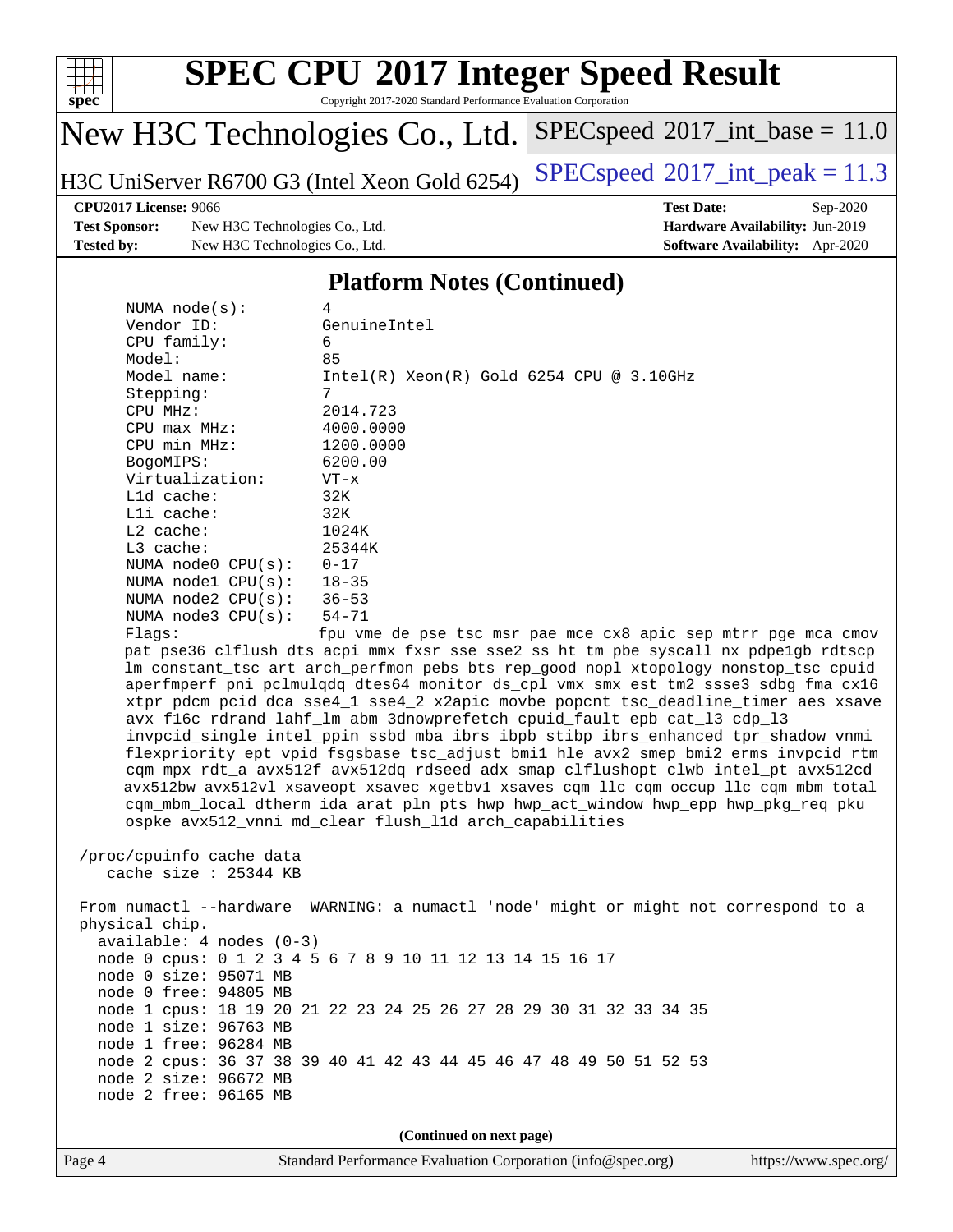## Platform Notes (Continued)

```
      NUMA node(s):        4
      Vendor ID:           GenuineIntel
      CPU family:          6
      Model:               85
      Model name:          Intel(R) Xeon(R) Gold 6254 CPU @ 3.10GHz
      Stepping:            7
      CPU MHz:             2014.723
      CPU max MHz:         4000.0000
      CPU min MHz:         1200.0000
      BogoMIPS:            6200.00
      Virtualization:      VT-x
      L1d cache:           32K
      L1i cache:           32K
      L2 cache:            1024K
      L3 cache:            25344K
      NUMA node0 CPU(s):   0-17
      NUMA node1 CPU(s):   18-35
      NUMA node2 CPU(s):   36-53
      NUMA node3 CPU(s):   54-71
      Flags:               fpu vme de pse tsc msr pae mce cx8 apic sep mtrr pge mca cmov
      pat pse36 clflush dts acpi mmx fxsr sse sse2 ss ht tm pbe syscall nx pdpe1gb rdtscp
      lm constant_tsc art arch_perfmon pebs bts rep_good nopl xtopology nonstop_tsc cpuid
      aperfmperf pni pclmulqdq dtes64 monitor ds_cpl vmx smx est tm2 ssse3 sdbg fma cx16
      xtpr pdcm pcid dca sse4_1 sse4_2 x2apic movbe popcnt tsc_deadline_timer aes xsave
      avx f16c rdrand lahf_lm abm 3dnowprefetch cpuid_fault epb cat_l3 cdp_l3
      invpcid_single intel_ppin ssbd mba ibrs ibpb stibp ibrs_enhanced tpr_shadow vnmi
      flexpriority ept vpid fsgsbase tsc_adjust bmi1 hle avx2 smep bmi2 erms invpcid rtm
      cqm mpx rdt_a avx512f avx512dq rdseed adx smap clflushopt clwb intel_pt avx512cd
      avx512bw avx512vl xsaveopt xsavec xgetbv1 xsaves cqm_llc cqm_occup_llc cqm_mbm_total
      cqm_mbm_local dtherm ida arat pln pts hwp hwp_act_window hwp_epp hwp_pkg_req pku
      ospke avx512_vnni md_clear flush_l1d arch_capabilities

 /proc/cpuinfo cache data
    cache size : 25344 KB

 From numactl --hardware  WARNING: a numactl 'node' might or might not correspond to a
 physical chip.
   available: 4 nodes (0-3)
   node 0 cpus: 0 1 2 3 4 5 6 7 8 9 10 11 12 13 14 15 16 17
   node 0 size: 95071 MB
   node 0 free: 94805 MB
   node 1 cpus: 18 19 20 21 22 23 24 25 26 27 28 29 30 31 32 33 34 35
   node 1 size: 96763 MB
   node 1 free: 96284 MB
   node 2 cpus: 36 37 38 39 40 41 42 43 44 45 46 47 48 49 50 51 52 53
   node 2 size: 96672 MB
   node 2 free: 96165 MB
```

(Continued on next page)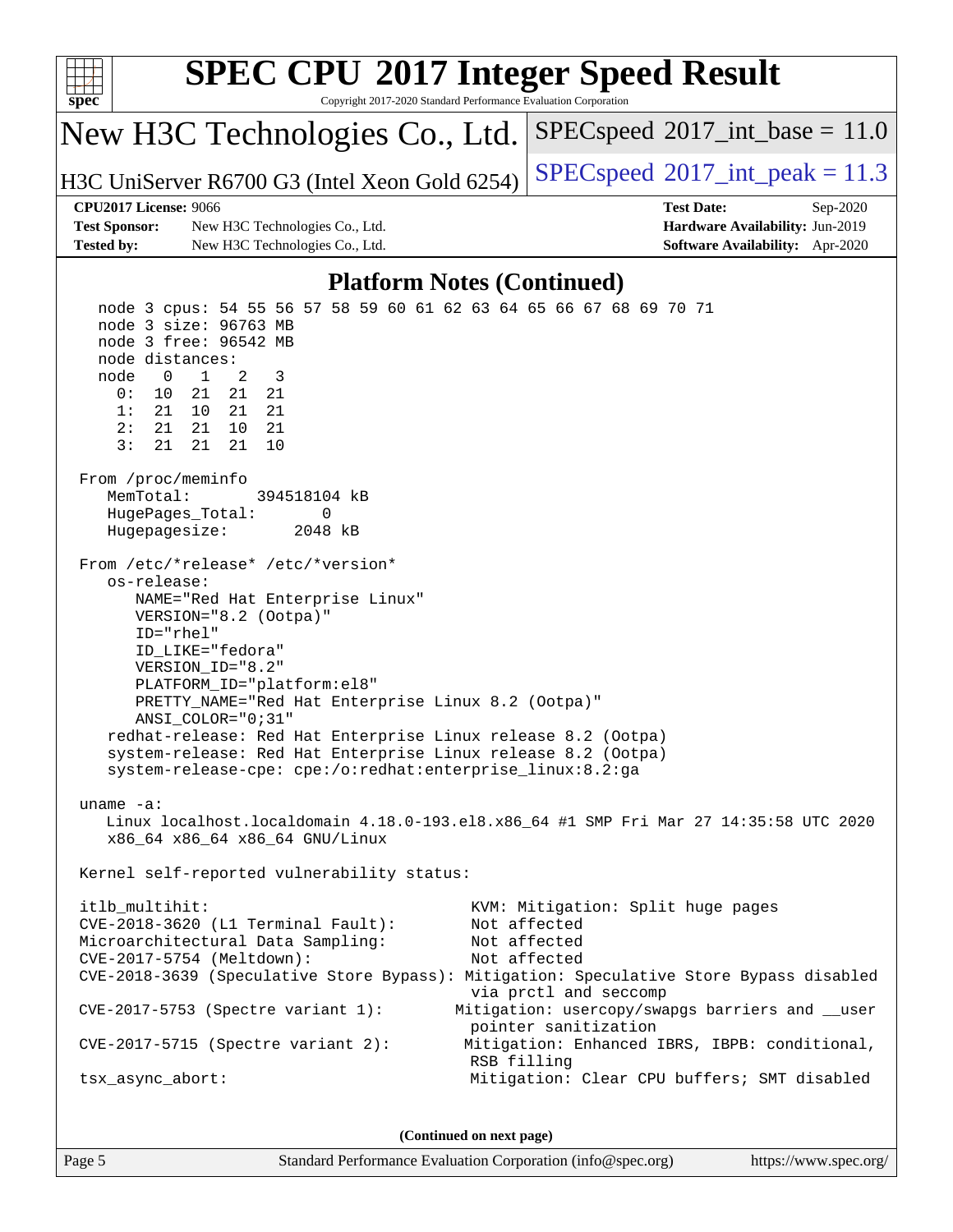## Platform Notes (Continued)

```
  node 3 cpus: 54 55 56 57 58 59 60 61 62 63 64 65 66 67 68 69 70 71
  node 3 size: 96763 MB
  node 3 free: 96542 MB
  node distances:
  node   0   1   2   3
    0:  10  21  21  21
    1:  21  10  21  21
    2:  21  21  10  21
    3:  21  21  21  10

From /proc/meminfo
   MemTotal:       394518104 kB
   HugePages_Total:       0
   Hugepagesize:       2048 kB

From /etc/*release* /etc/*version*
   os-release:
      NAME="Red Hat Enterprise Linux"
      VERSION="8.2 (Ootpa)"
      ID="rhel"
      ID_LIKE="fedora"
      VERSION_ID="8.2"
      PLATFORM_ID="platform:el8"
      PRETTY_NAME="Red Hat Enterprise Linux 8.2 (Ootpa)"
      ANSI_COLOR="0;31"
   redhat-release: Red Hat Enterprise Linux release 8.2 (Ootpa)
   system-release: Red Hat Enterprise Linux release 8.2 (Ootpa)
   system-release-cpe: cpe:/o:redhat:enterprise_linux:8.2:ga

uname -a:
   Linux localhost.localdomain 4.18.0-193.el8.x86_64 #1 SMP Fri Mar 27 14:35:58 UTC 2020
   x86_64 x86_64 x86_64 GNU/Linux

Kernel self-reported vulnerability status:

itlb_multihit:                                   KVM: Mitigation: Split huge pages
CVE-2018-3620 (L1 Terminal Fault):               Not affected
Microarchitectural Data Sampling:                Not affected
CVE-2017-5754 (Meltdown):                        Not affected
CVE-2018-3639 (Speculative Store Bypass): Mitigation: Speculative Store Bypass disabled
                                                 via prctl and seccomp
CVE-2017-5753 (Spectre variant 1):             Mitigation: usercopy/swapgs barriers and __user
                                                 pointer sanitization
CVE-2017-5715 (Spectre variant 2):              Mitigation: Enhanced IBRS, IBPB: conditional,
                                                 RSB filling
tsx_async_abort:                                 Mitigation: Clear CPU buffers; SMT disabled
```

(Continued on next page)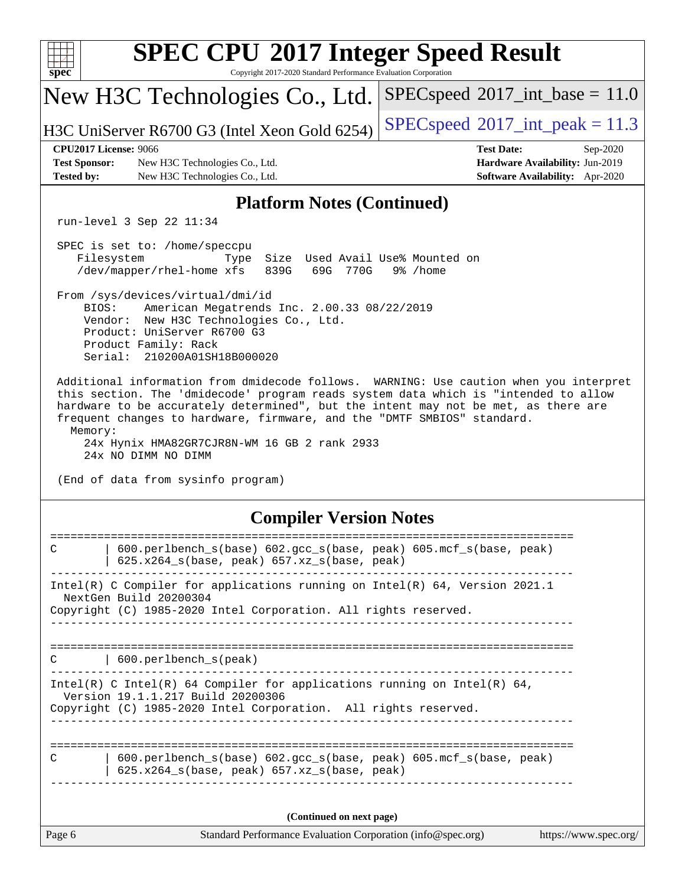## Platform Notes (Continued)

```
run-level 3 Sep 22 11:34

SPEC is set to: /home/speccpu
   Filesystem            Type  Size  Used Avail Use% Mounted on
   /dev/mapper/rhel-home xfs   839G   69G  770G   9% /home

From /sys/devices/virtual/dmi/id
    BIOS:    American Megatrends Inc. 2.00.33 08/22/2019
    Vendor:  New H3C Technologies Co., Ltd.
    Product: UniServer R6700 G3
    Product Family: Rack
    Serial:  210200A01SH18B000020

Additional information from dmidecode follows.  WARNING: Use caution when you interpret
this section. The 'dmidecode' program reads system data which is "intended to allow
hardware to be accurately determined", but the intent may not be met, as there are
frequent changes to hardware, firmware, and the "DMTF SMBIOS" standard.
  Memory:
    24x Hynix HMA82GR7CJR8N-WM 16 GB 2 rank 2933
    24x NO DIMM NO DIMM

(End of data from sysinfo program)
```

## Compiler Version Notes

```
==============================================================================
C       | 600.perlbench_s(base) 602.gcc_s(base, peak) 605.mcf_s(base, peak)
        | 625.x264_s(base, peak) 657.xz_s(base, peak)
------------------------------------------------------------------------------
Intel(R) C Compiler for applications running on Intel(R) 64, Version 2021.1
  NextGen Build 20200304
Copyright (C) 1985-2020 Intel Corporation. All rights reserved.
------------------------------------------------------------------------------

==============================================================================
C       | 600.perlbench_s(peak)
------------------------------------------------------------------------------
Intel(R) C Intel(R) 64 Compiler for applications running on Intel(R) 64,
  Version 19.1.1.217 Build 20200306
Copyright (C) 1985-2020 Intel Corporation.  All rights reserved.
------------------------------------------------------------------------------

==============================================================================
C       | 600.perlbench_s(base) 602.gcc_s(base, peak) 605.mcf_s(base, peak)
        | 625.x264_s(base, peak) 657.xz_s(base, peak)
------------------------------------------------------------------------------
```

(Continued on next page)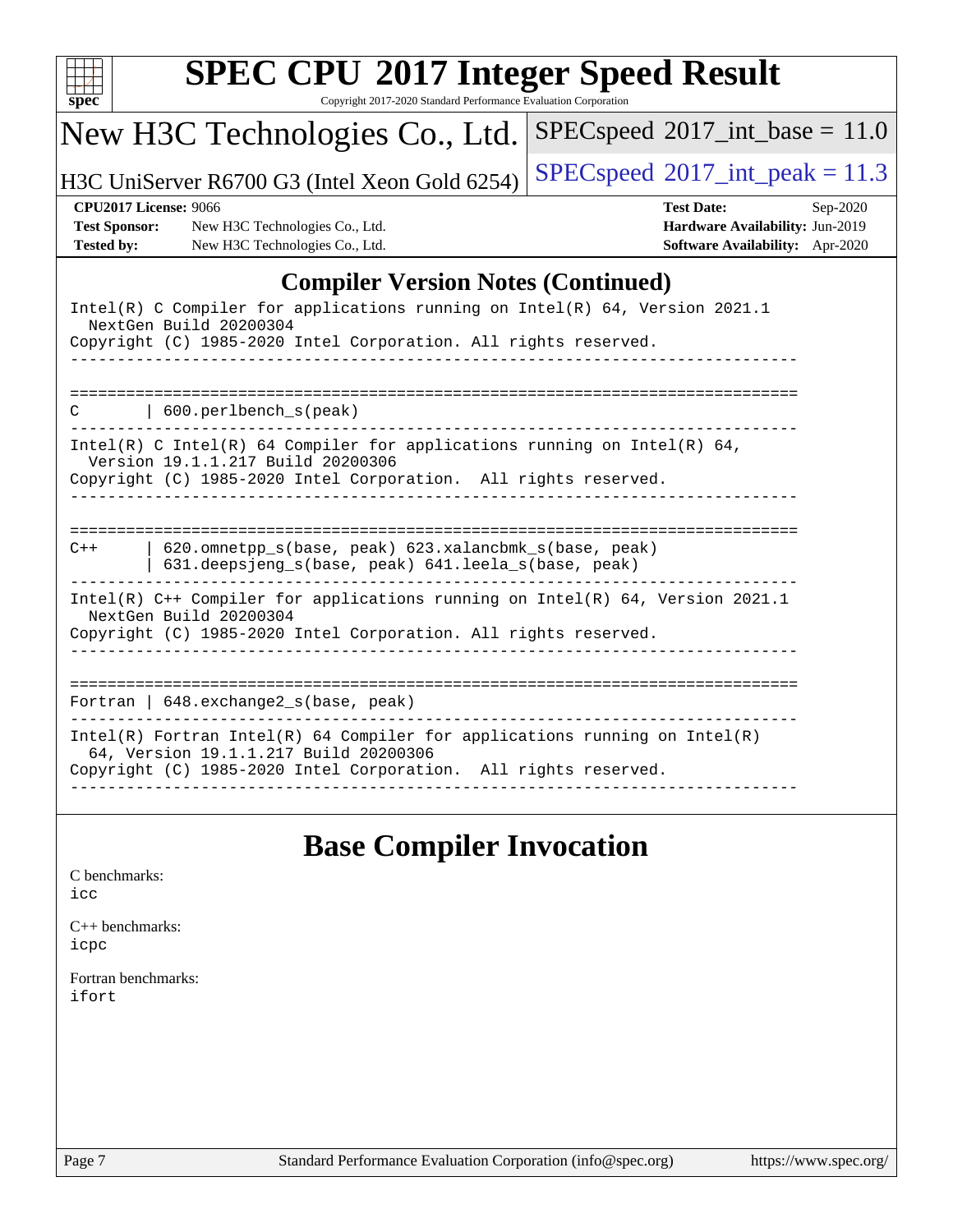## Compiler Version Notes (Continued)

```
Intel(R) C Compiler for applications running on Intel(R) 64, Version 2021.1
  NextGen Build 20200304
Copyright (C) 1985-2020 Intel Corporation. All rights reserved.
------------------------------------------------------------------------------

==============================================================================
C       | 600.perlbench_s(peak)
------------------------------------------------------------------------------
Intel(R) C Intel(R) 64 Compiler for applications running on Intel(R) 64,
  Version 19.1.1.217 Build 20200306
Copyright (C) 1985-2020 Intel Corporation.  All rights reserved.
------------------------------------------------------------------------------

==============================================================================
C++     | 620.omnetpp_s(base, peak) 623.xalancbmk_s(base, peak)
        | 631.deepsjeng_s(base, peak) 641.leela_s(base, peak)
------------------------------------------------------------------------------
Intel(R) C++ Compiler for applications running on Intel(R) 64, Version 2021.1
  NextGen Build 20200304
Copyright (C) 1985-2020 Intel Corporation. All rights reserved.
------------------------------------------------------------------------------

==============================================================================
Fortran | 648.exchange2_s(base, peak)
------------------------------------------------------------------------------
Intel(R) Fortran Intel(R) 64 Compiler for applications running on Intel(R)
  64, Version 19.1.1.217 Build 20200306
Copyright (C) 1985-2020 Intel Corporation.  All rights reserved.
------------------------------------------------------------------------------
```

## Base Compiler Invocation

C benchmarks:
`icc`

C++ benchmarks:
`icpc`

Fortran benchmarks:
`ifort`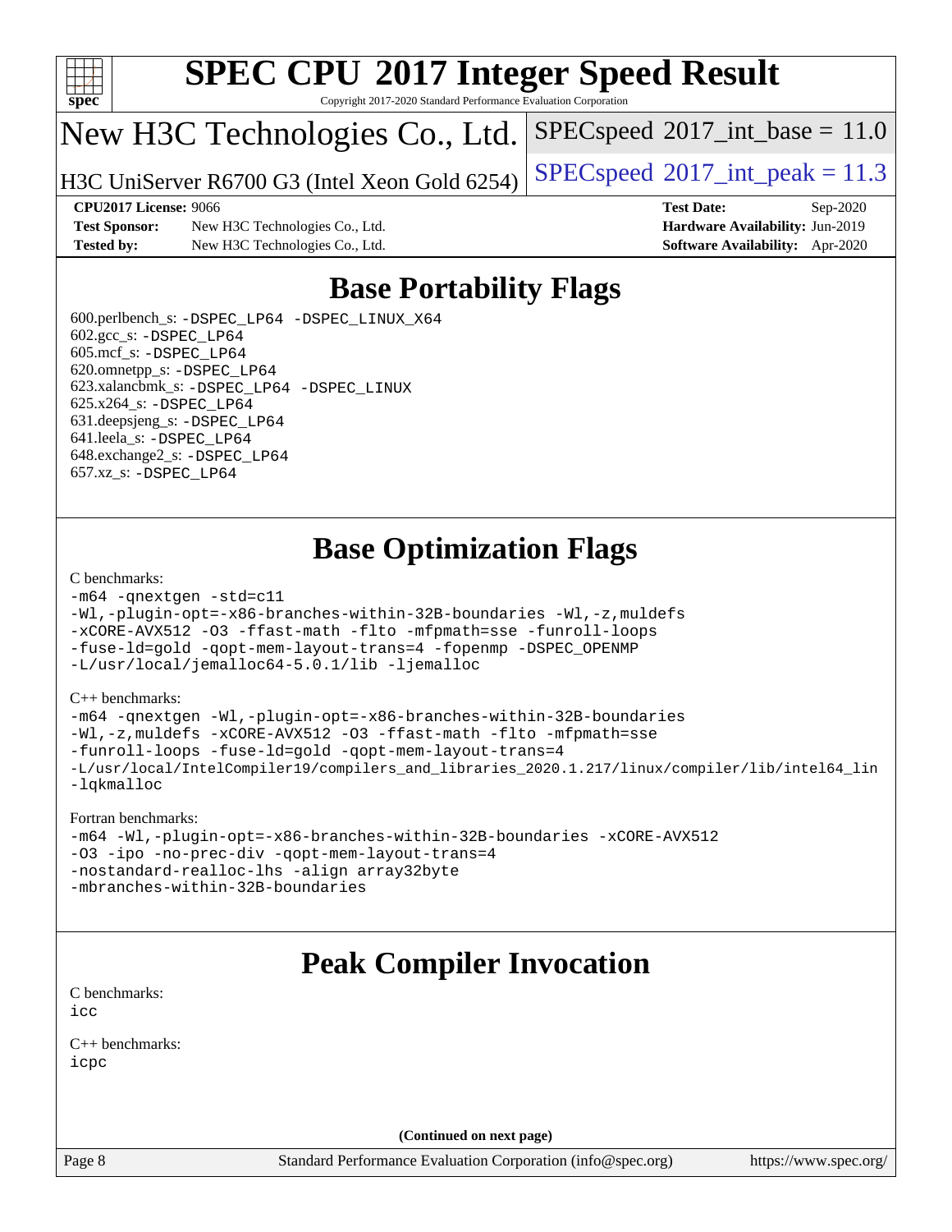# SPEC CPU 2017 Integer Speed Result

Copyright 2017-2020 Standard Performance Evaluation Corporation

## New H3C Technologies Co., Ltd.

H3C UniServer R6700 G3 (Intel Xeon Gold 6254)

SPECspeed 2017_int_base = 11.0

SPECspeed 2017_int_peak = 11.3

**CPU2017 License:** 9066
**Test Sponsor:** New H3C Technologies Co., Ltd.
**Tested by:** New H3C Technologies Co., Ltd.

**Test Date:** Sep-2020
**Hardware Availability:** Jun-2019
**Software Availability:** Apr-2020

## Base Portability Flags

600.perlbench_s: -DSPEC_LP64 -DSPEC_LINUX_X64
602.gcc_s: -DSPEC_LP64
605.mcf_s: -DSPEC_LP64
620.omnetpp_s: -DSPEC_LP64
623.xalancbmk_s: -DSPEC_LP64 -DSPEC_LINUX
625.x264_s: -DSPEC_LP64
631.deepsjeng_s: -DSPEC_LP64
641.leela_s: -DSPEC_LP64
648.exchange2_s: -DSPEC_LP64
657.xz_s: -DSPEC_LP64

## Base Optimization Flags

C benchmarks:
```
-m64 -qnextgen -std=c11
-Wl,-plugin-opt=-x86-branches-within-32B-boundaries -Wl,-z,muldefs
-xCORE-AVX512 -O3 -ffast-math -flto -mfpmath=sse -funroll-loops
-fuse-ld=gold -qopt-mem-layout-trans=4 -fopenmp -DSPEC_OPENMP
-L/usr/local/jemalloc64-5.0.1/lib -ljemalloc
```

C++ benchmarks:
```
-m64 -qnextgen -Wl,-plugin-opt=-x86-branches-within-32B-boundaries
-Wl,-z,muldefs -xCORE-AVX512 -O3 -ffast-math -flto -mfpmath=sse
-funroll-loops -fuse-ld=gold -qopt-mem-layout-trans=4
-L/usr/local/IntelCompiler19/compilers_and_libraries_2020.1.217/linux/compiler/lib/intel64_lin
-lqkmalloc
```

Fortran benchmarks:
```
-m64 -Wl,-plugin-opt=-x86-branches-within-32B-boundaries -xCORE-AVX512
-O3 -ipo -no-prec-div -qopt-mem-layout-trans=4
-nostandard-realloc-lhs -align array32byte
-mbranches-within-32B-boundaries
```

## Peak Compiler Invocation

C benchmarks:
```
icc
```

C++ benchmarks:
```
icpc
```

**(Continued on next page)**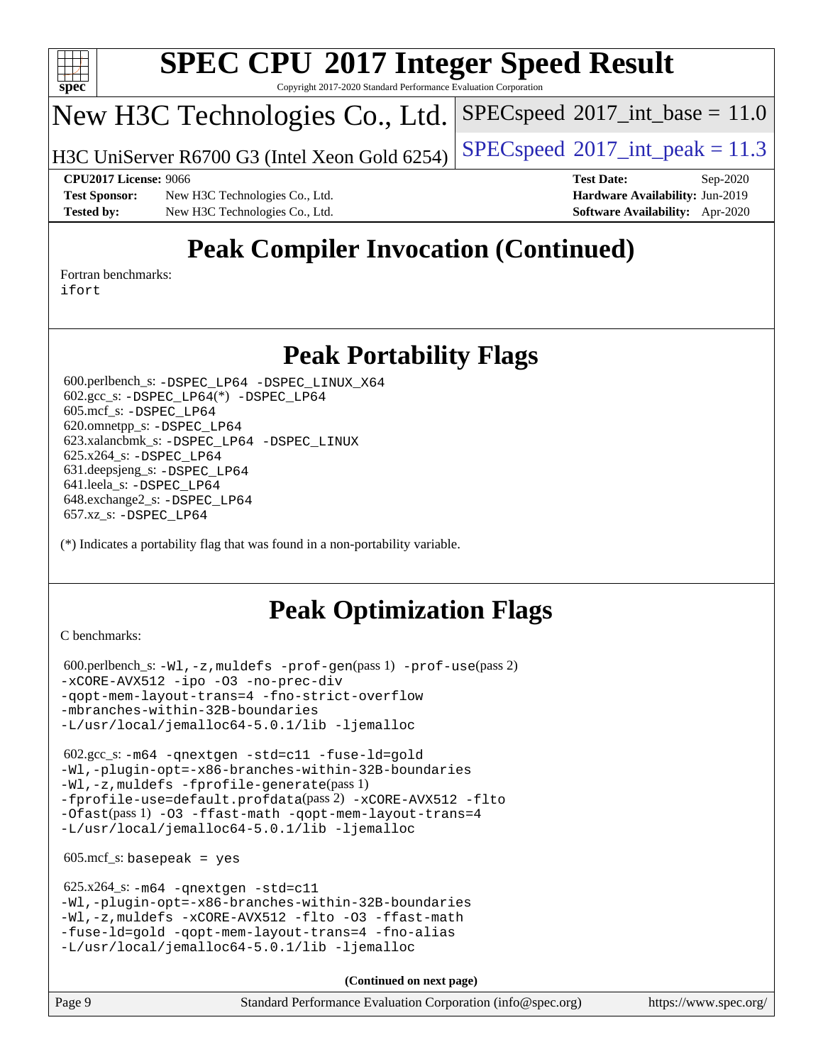# Peak Compiler Invocation (Continued)

Fortran benchmarks:
ifort

# Peak Portability Flags

600.perlbench_s: -DSPEC_LP64 -DSPEC_LINUX_X64
602.gcc_s: -DSPEC_LP64(*) -DSPEC_LP64
605.mcf_s: -DSPEC_LP64
620.omnetpp_s: -DSPEC_LP64
623.xalancbmk_s: -DSPEC_LP64 -DSPEC_LINUX
625.x264_s: -DSPEC_LP64
631.deepsjeng_s: -DSPEC_LP64
641.leela_s: -DSPEC_LP64
648.exchange2_s: -DSPEC_LP64
657.xz_s: -DSPEC_LP64

(*) Indicates a portability flag that was found in a non-portability variable.

# Peak Optimization Flags

C benchmarks:

600.perlbench_s: -Wl,-z,muldefs -prof-gen(pass 1) -prof-use(pass 2)
-xCORE-AVX512 -ipo -O3 -no-prec-div
-qopt-mem-layout-trans=4 -fno-strict-overflow
-mbranches-within-32B-boundaries
-L/usr/local/jemalloc64-5.0.1/lib -ljemalloc

602.gcc_s: -m64 -qnextgen -std=c11 -fuse-ld=gold
-Wl,-plugin-opt=-x86-branches-within-32B-boundaries
-Wl,-z,muldefs -fprofile-generate(pass 1)
-fprofile-use=default.profdata(pass 2) -xCORE-AVX512 -flto
-Ofast(pass 1) -O3 -ffast-math -qopt-mem-layout-trans=4
-L/usr/local/jemalloc64-5.0.1/lib -ljemalloc

605.mcf_s: basepeak = yes

625.x264_s: -m64 -qnextgen -std=c11
-Wl,-plugin-opt=-x86-branches-within-32B-boundaries
-Wl,-z,muldefs -xCORE-AVX512 -flto -O3 -ffast-math
-fuse-ld=gold -qopt-mem-layout-trans=4 -fno-alias
-L/usr/local/jemalloc64-5.0.1/lib -ljemalloc

**(Continued on next page)**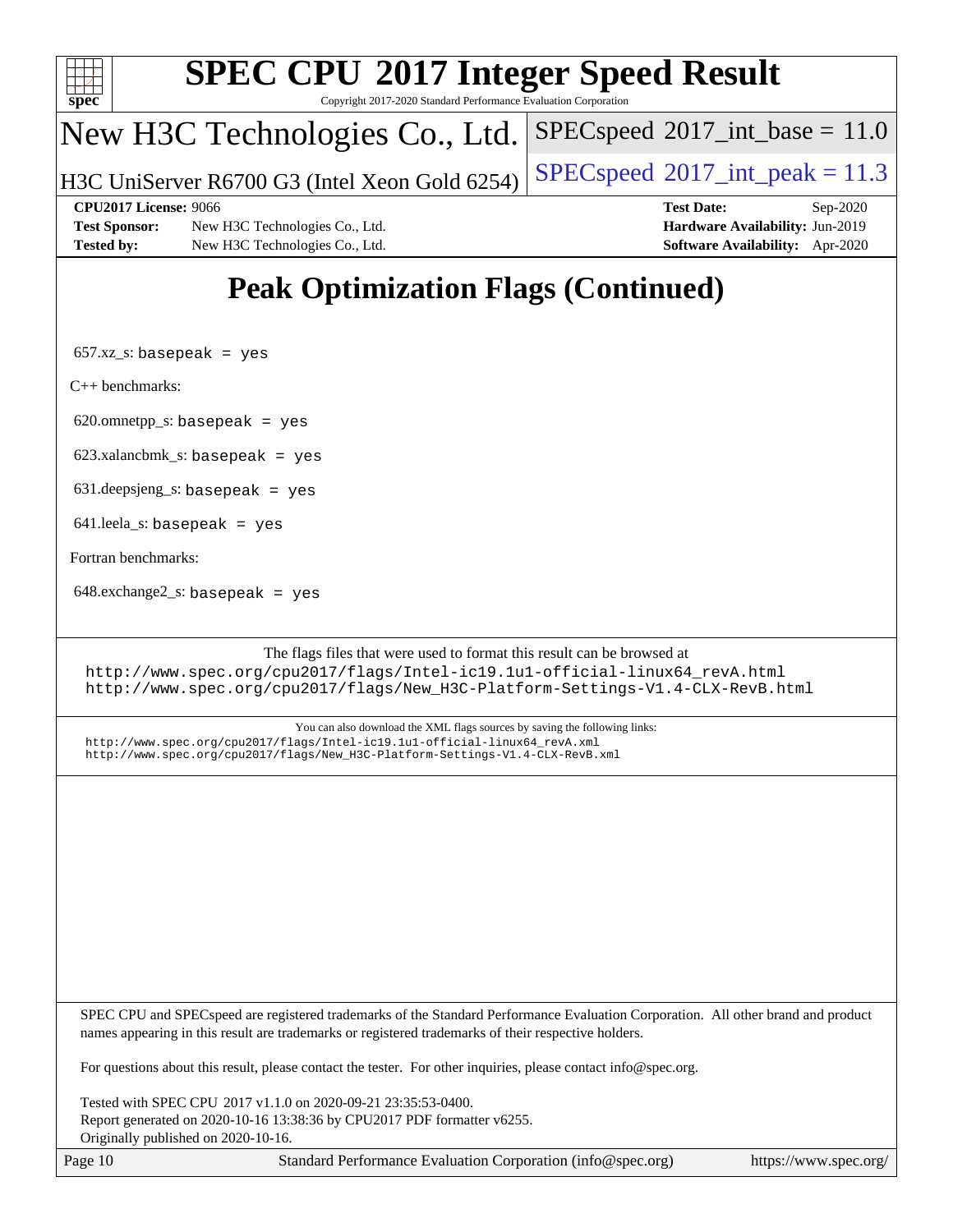# Peak Optimization Flags (Continued)

657.xz_s: basepeak = yes

C++ benchmarks:

620.omnetpp_s: basepeak = yes

623.xalancbmk_s: basepeak = yes

631.deepsjeng_s: basepeak = yes

641.leela_s: basepeak = yes

Fortran benchmarks:

648.exchange2_s: basepeak = yes

The flags files that were used to format this result can be browsed at
http://www.spec.org/cpu2017/flags/Intel-ic19.1u1-official-linux64_revA.html
http://www.spec.org/cpu2017/flags/New_H3C-Platform-Settings-V1.4-CLX-RevB.html

You can also download the XML flags sources by saving the following links:
http://www.spec.org/cpu2017/flags/Intel-ic19.1u1-official-linux64_revA.xml
http://www.spec.org/cpu2017/flags/New_H3C-Platform-Settings-V1.4-CLX-RevB.xml

SPEC CPU and SPECspeed are registered trademarks of the Standard Performance Evaluation Corporation. All other brand and product names appearing in this result are trademarks or registered trademarks of their respective holders.

For questions about this result, please contact the tester. For other inquiries, please contact info@spec.org.

Tested with SPEC CPU 2017 v1.1.0 on 2020-09-21 23:35:53-0400.
Report generated on 2020-10-16 13:38:36 by CPU2017 PDF formatter v6255.
Originally published on 2020-10-16.